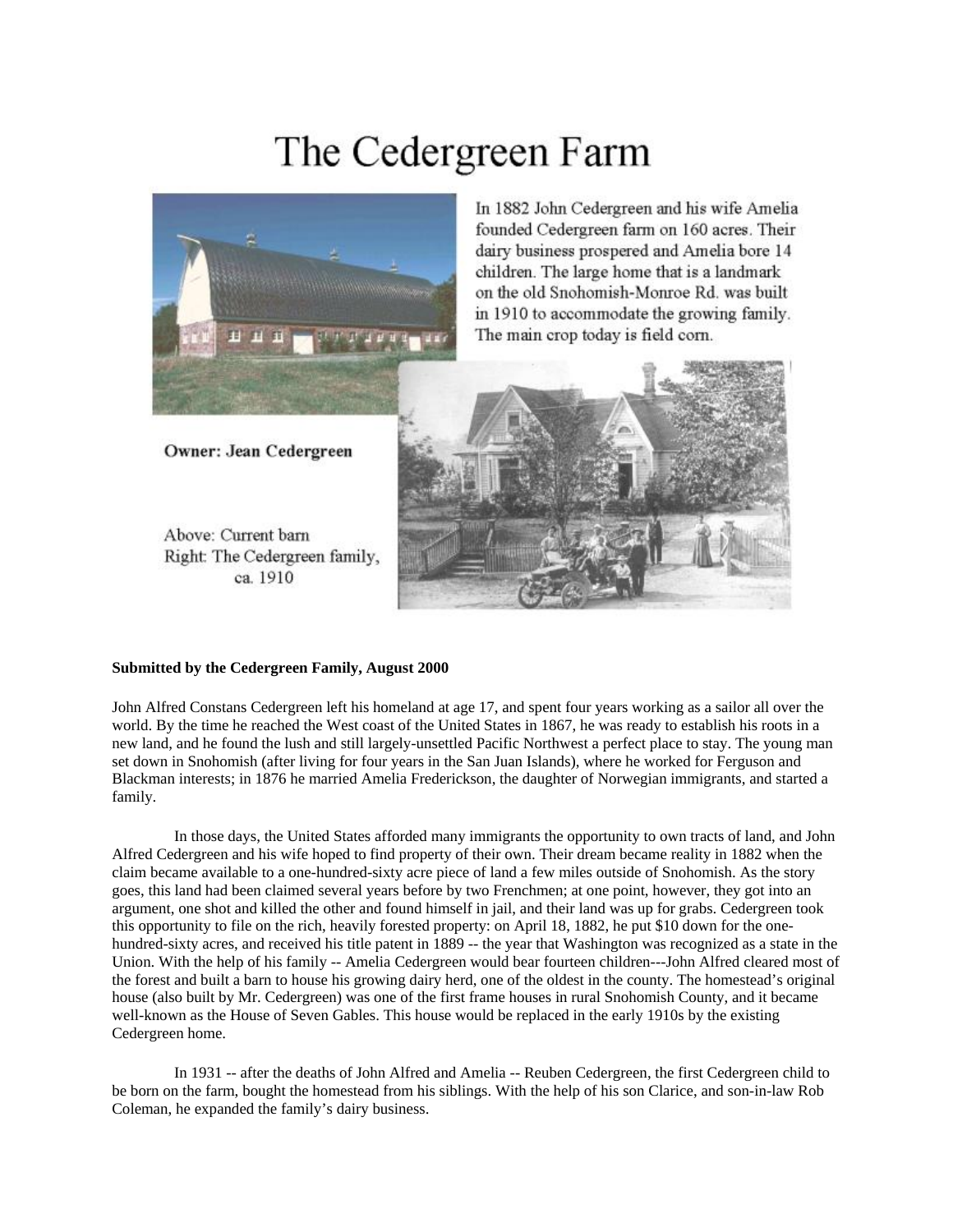# The Cedergreen Farm

In 1882 John Cedergreen and his wife Amelia founded Cedergreen farm on 160 acres. Their dairy business prospered and Amelia bore 14 children. The large home that is a landmark on the old Snohomish-Monroe Rd. was built in 1910 to accommodate the growing family. The main crop today is field corn.

**Owner: Jean Cedergreen**

Above: Current barn
Right: The Cedergreen family, ca. 1910

**Submitted by the Cedergreen Family, August 2000**

John Alfred Constans Cedergreen left his homeland at age 17, and spent four years working as a sailor all over the world. By the time he reached the West coast of the United States in 1867, he was ready to establish his roots in a new land, and he found the lush and still largely-unsettled Pacific Northwest a perfect place to stay. The young man set down in Snohomish (after living for four years in the San Juan Islands), where he worked for Ferguson and Blackman interests; in 1876 he married Amelia Frederickson, the daughter of Norwegian immigrants, and started a family.

In those days, the United States afforded many immigrants the opportunity to own tracts of land, and John Alfred Cedergreen and his wife hoped to find property of their own. Their dream became reality in 1882 when the claim became available to a one-hundred-sixty acre piece of land a few miles outside of Snohomish. As the story goes, this land had been claimed several years before by two Frenchmen; at one point, however, they got into an argument, one shot and killed the other and found himself in jail, and their land was up for grabs. Cedergreen took this opportunity to file on the rich, heavily forested property: on April 18, 1882, he put $10 down for the one-hundred-sixty acres, and received his title patent in 1889 -- the year that Washington was recognized as a state in the Union. With the help of his family -- Amelia Cedergreen would bear fourteen children---John Alfred cleared most of the forest and built a barn to house his growing dairy herd, one of the oldest in the county. The homestead's original house (also built by Mr. Cedergreen) was one of the first frame houses in rural Snohomish County, and it became well-known as the House of Seven Gables. This house would be replaced in the early 1910s by the existing Cedergreen home.

In 1931 -- after the deaths of John Alfred and Amelia -- Reuben Cedergreen, the first Cedergreen child to be born on the farm, bought the homestead from his siblings. With the help of his son Clarice, and son-in-law Rob Coleman, he expanded the family's dairy business.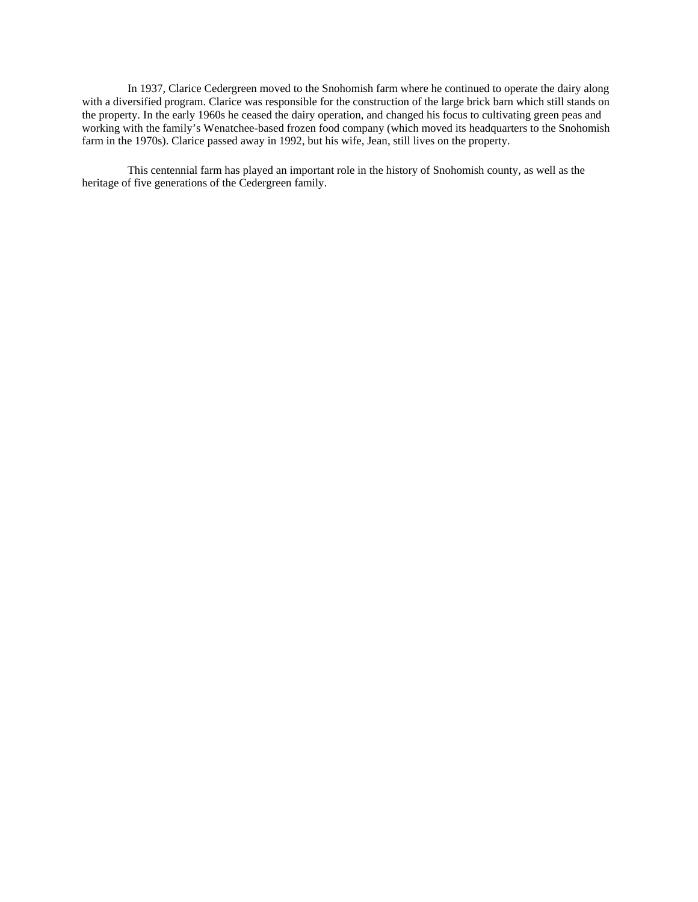In 1937, Clarice Cedergreen moved to the Snohomish farm where he continued to operate the dairy along with a diversified program. Clarice was responsible for the construction of the large brick barn which still stands on the property. In the early 1960s he ceased the dairy operation, and changed his focus to cultivating green peas and working with the family's Wenatchee-based frozen food company (which moved its headquarters to the Snohomish farm in the 1970s). Clarice passed away in 1992, but his wife, Jean, still lives on the property.

This centennial farm has played an important role in the history of Snohomish county, as well as the heritage of five generations of the Cedergreen family.